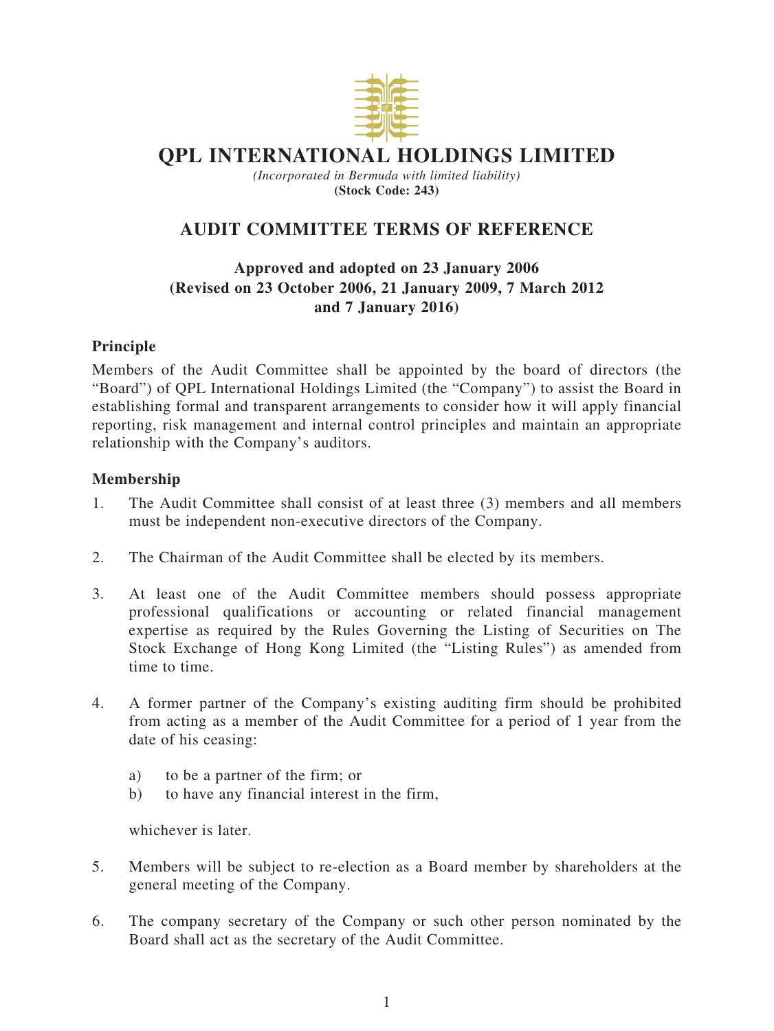# QPL INTERNATIONAL HOLDINGS LIMITED

*(Incorporated in Bermuda with limited liability)*
**(Stock Code: 243)**

## AUDIT COMMITTEE TERMS OF REFERENCE

**Approved and adopted on 23 January 2006**
**(Revised on 23 October 2006, 21 January 2009, 7 March 2012 and 7 January 2016)**

### Principle

Members of the Audit Committee shall be appointed by the board of directors (the "Board") of QPL International Holdings Limited (the "Company") to assist the Board in establishing formal and transparent arrangements to consider how it will apply financial reporting, risk management and internal control principles and maintain an appropriate relationship with the Company's auditors.

### Membership

1. The Audit Committee shall consist of at least three (3) members and all members must be independent non-executive directors of the Company.

2. The Chairman of the Audit Committee shall be elected by its members.

3. At least one of the Audit Committee members should possess appropriate professional qualifications or accounting or related financial management expertise as required by the Rules Governing the Listing of Securities on The Stock Exchange of Hong Kong Limited (the "Listing Rules") as amended from time to time.

4. A former partner of the Company's existing auditing firm should be prohibited from acting as a member of the Audit Committee for a period of 1 year from the date of his ceasing:

   a) to be a partner of the firm; or
   b) to have any financial interest in the firm,

   whichever is later.

5. Members will be subject to re-election as a Board member by shareholders at the general meeting of the Company.

6. The company secretary of the Company or such other person nominated by the Board shall act as the secretary of the Audit Committee.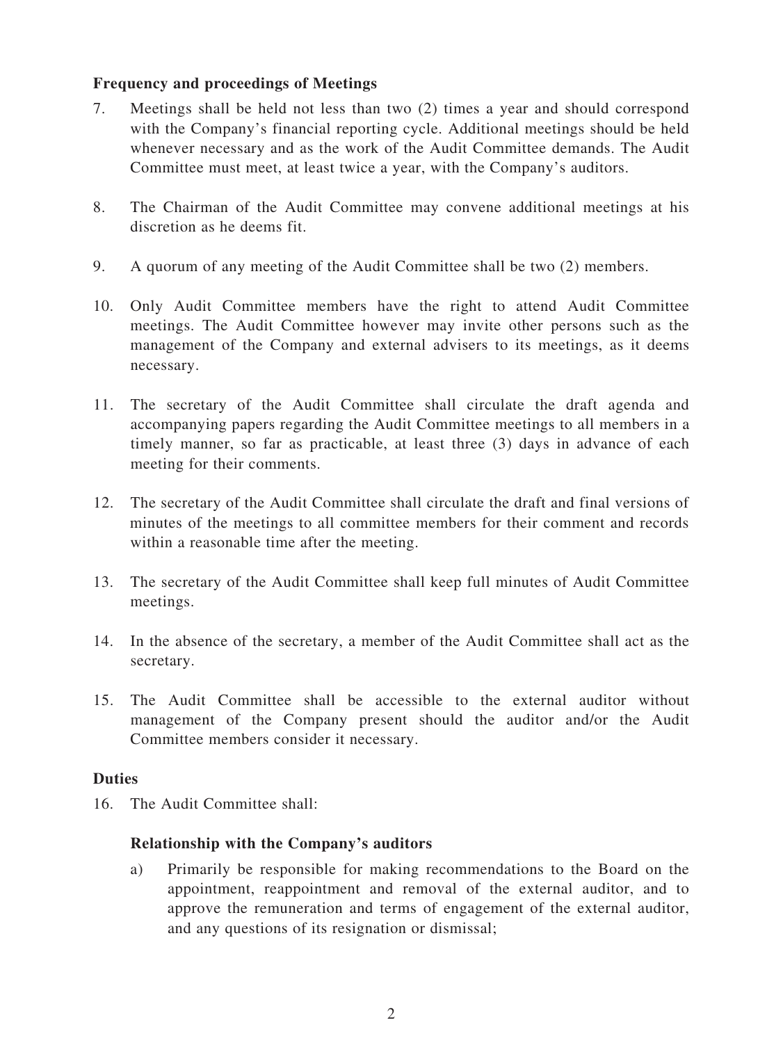**Frequency and proceedings of Meetings**

7. Meetings shall be held not less than two (2) times a year and should correspond with the Company's financial reporting cycle. Additional meetings should be held whenever necessary and as the work of the Audit Committee demands. The Audit Committee must meet, at least twice a year, with the Company's auditors.

8. The Chairman of the Audit Committee may convene additional meetings at his discretion as he deems fit.

9. A quorum of any meeting of the Audit Committee shall be two (2) members.

10. Only Audit Committee members have the right to attend Audit Committee meetings. The Audit Committee however may invite other persons such as the management of the Company and external advisers to its meetings, as it deems necessary.

11. The secretary of the Audit Committee shall circulate the draft agenda and accompanying papers regarding the Audit Committee meetings to all members in a timely manner, so far as practicable, at least three (3) days in advance of each meeting for their comments.

12. The secretary of the Audit Committee shall circulate the draft and final versions of minutes of the meetings to all committee members for their comment and records within a reasonable time after the meeting.

13. The secretary of the Audit Committee shall keep full minutes of Audit Committee meetings.

14. In the absence of the secretary, a member of the Audit Committee shall act as the secretary.

15. The Audit Committee shall be accessible to the external auditor without management of the Company present should the auditor and/or the Audit Committee members consider it necessary.

**Duties**

16. The Audit Committee shall:

   **Relationship with the Company's auditors**

   a) Primarily be responsible for making recommendations to the Board on the appointment, reappointment and removal of the external auditor, and to approve the remuneration and terms of engagement of the external auditor, and any questions of its resignation or dismissal;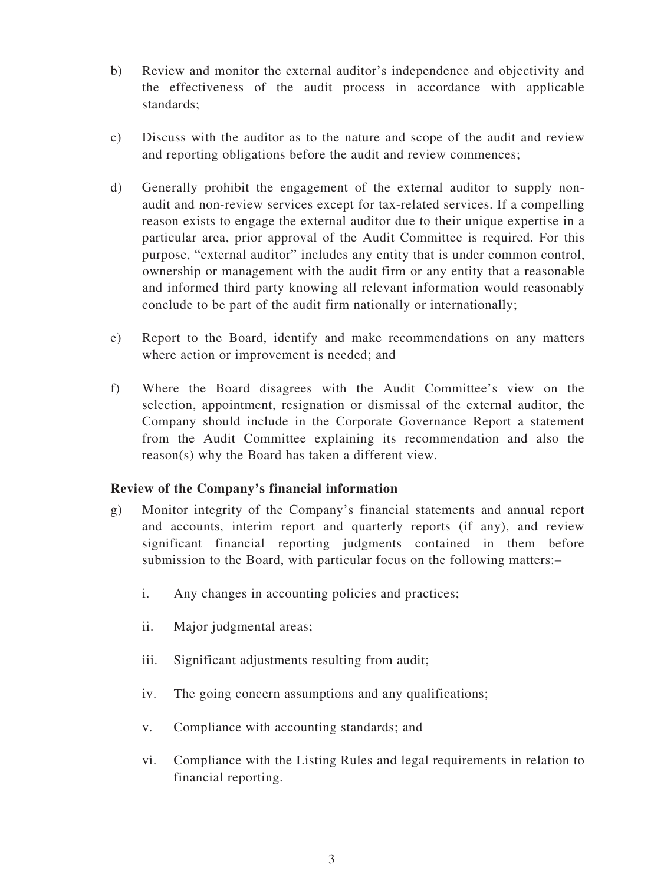b) Review and monitor the external auditor's independence and objectivity and the effectiveness of the audit process in accordance with applicable standards;

c) Discuss with the auditor as to the nature and scope of the audit and review and reporting obligations before the audit and review commences;

d) Generally prohibit the engagement of the external auditor to supply non-audit and non-review services except for tax-related services. If a compelling reason exists to engage the external auditor due to their unique expertise in a particular area, prior approval of the Audit Committee is required. For this purpose, "external auditor" includes any entity that is under common control, ownership or management with the audit firm or any entity that a reasonable and informed third party knowing all relevant information would reasonably conclude to be part of the audit firm nationally or internationally;

e) Report to the Board, identify and make recommendations on any matters where action or improvement is needed; and

f) Where the Board disagrees with the Audit Committee's view on the selection, appointment, resignation or dismissal of the external auditor, the Company should include in the Corporate Governance Report a statement from the Audit Committee explaining its recommendation and also the reason(s) why the Board has taken a different view.

**Review of the Company's financial information**

g) Monitor integrity of the Company's financial statements and annual report and accounts, interim report and quarterly reports (if any), and review significant financial reporting judgments contained in them before submission to the Board, with particular focus on the following matters:–

   i. Any changes in accounting policies and practices;

   ii. Major judgmental areas;

   iii. Significant adjustments resulting from audit;

   iv. The going concern assumptions and any qualifications;

   v. Compliance with accounting standards; and

   vi. Compliance with the Listing Rules and legal requirements in relation to financial reporting.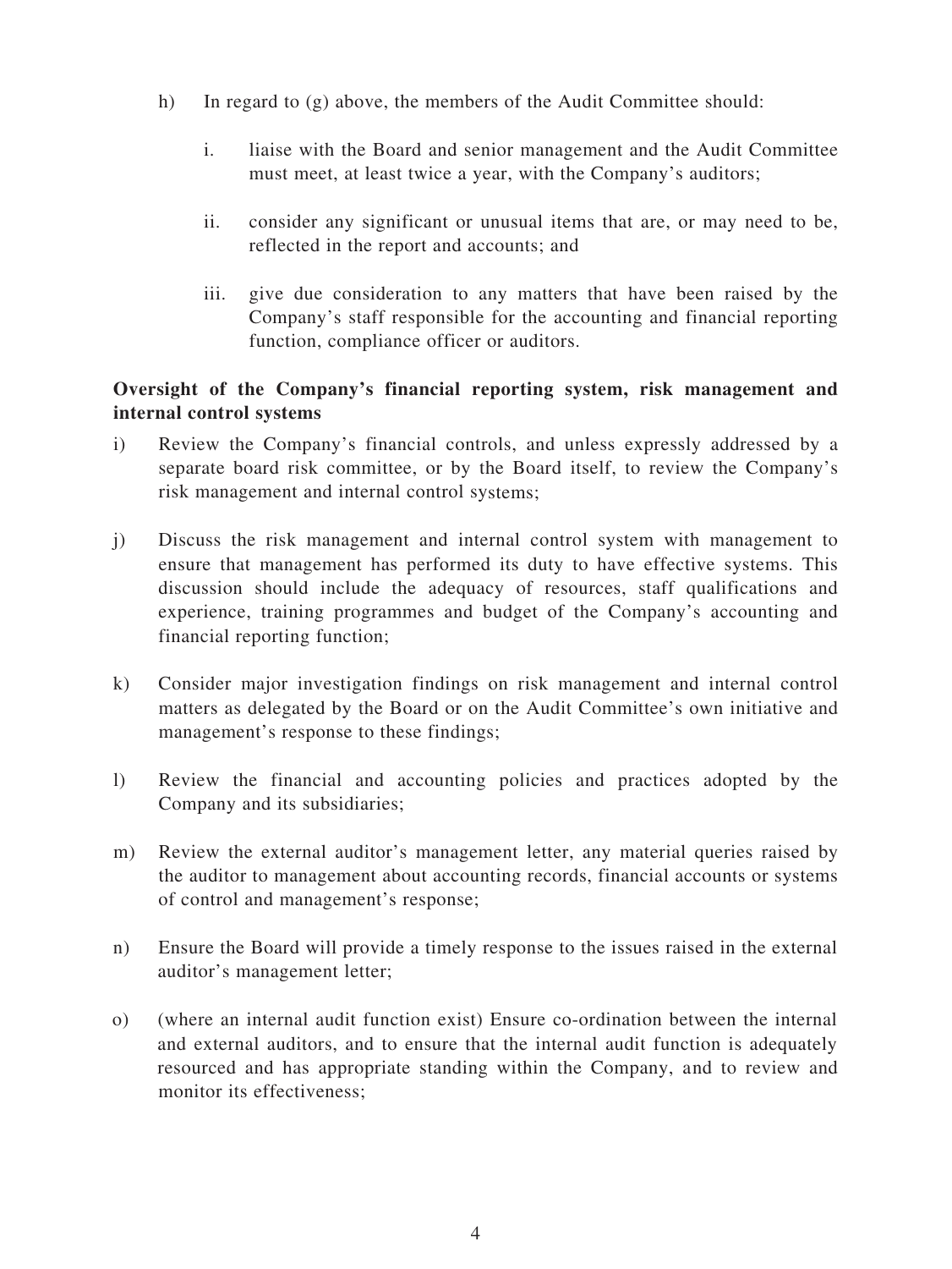h) In regard to (g) above, the members of the Audit Committee should:

   i. liaise with the Board and senior management and the Audit Committee must meet, at least twice a year, with the Company's auditors;

   ii. consider any significant or unusual items that are, or may need to be, reflected in the report and accounts; and

   iii. give due consideration to any matters that have been raised by the Company's staff responsible for the accounting and financial reporting function, compliance officer or auditors.

**Oversight of the Company's financial reporting system, risk management and internal control systems**

i) Review the Company's financial controls, and unless expressly addressed by a separate board risk committee, or by the Board itself, to review the Company's risk management and internal control systems;

j) Discuss the risk management and internal control system with management to ensure that management has performed its duty to have effective systems. This discussion should include the adequacy of resources, staff qualifications and experience, training programmes and budget of the Company's accounting and financial reporting function;

k) Consider major investigation findings on risk management and internal control matters as delegated by the Board or on the Audit Committee's own initiative and management's response to these findings;

l) Review the financial and accounting policies and practices adopted by the Company and its subsidiaries;

m) Review the external auditor's management letter, any material queries raised by the auditor to management about accounting records, financial accounts or systems of control and management's response;

n) Ensure the Board will provide a timely response to the issues raised in the external auditor's management letter;

o) (where an internal audit function exist) Ensure co-ordination between the internal and external auditors, and to ensure that the internal audit function is adequately resourced and has appropriate standing within the Company, and to review and monitor its effectiveness;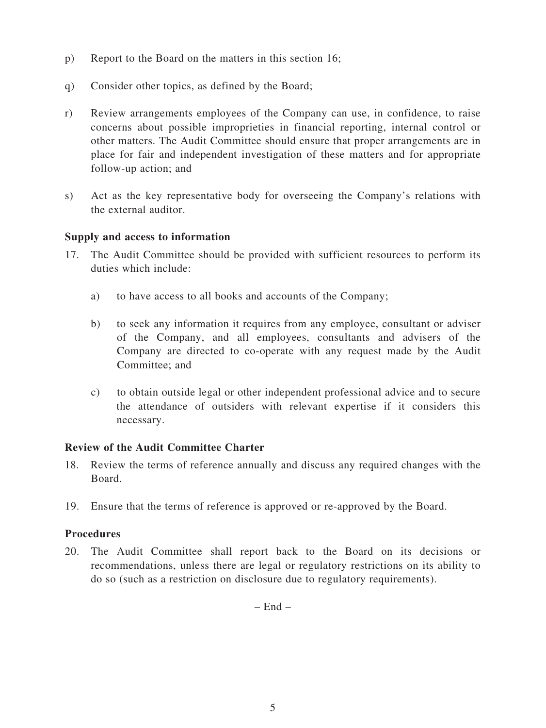p) Report to the Board on the matters in this section 16;

q) Consider other topics, as defined by the Board;

r) Review arrangements employees of the Company can use, in confidence, to raise concerns about possible improprieties in financial reporting, internal control or other matters. The Audit Committee should ensure that proper arrangements are in place for fair and independent investigation of these matters and for appropriate follow-up action; and

s) Act as the key representative body for overseeing the Company's relations with the external auditor.

**Supply and access to information**

17. The Audit Committee should be provided with sufficient resources to perform its duties which include:

    a) to have access to all books and accounts of the Company;

    b) to seek any information it requires from any employee, consultant or adviser of the Company, and all employees, consultants and advisers of the Company are directed to co-operate with any request made by the Audit Committee; and

    c) to obtain outside legal or other independent professional advice and to secure the attendance of outsiders with relevant expertise if it considers this necessary.

**Review of the Audit Committee Charter**

18. Review the terms of reference annually and discuss any required changes with the Board.

19. Ensure that the terms of reference is approved or re-approved by the Board.

**Procedures**

20. The Audit Committee shall report back to the Board on its decisions or recommendations, unless there are legal or regulatory restrictions on its ability to do so (such as a restriction on disclosure due to regulatory requirements).

– End –